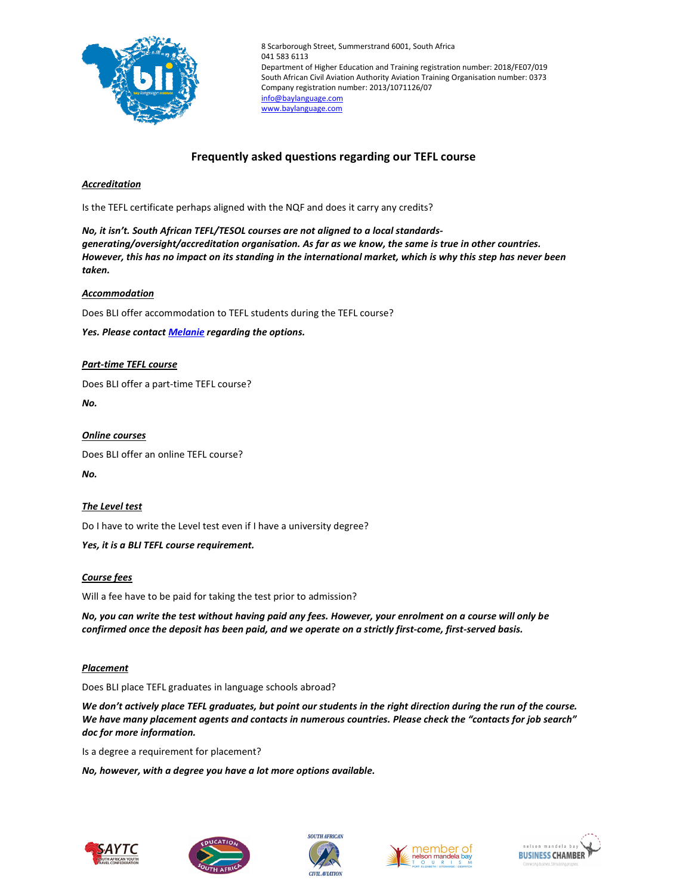8 Scarborough Street, Summerstrand 6001, South Africa
041 583 6113
Department of Higher Education and Training registration number: 2018/FE07/019
South African Civil Aviation Authority Aviation Training Organisation number: 0373
Company registration number: 2013/1071126/07
info@baylanguage.com
www.baylanguage.com

# Frequently asked questions regarding our TEFL course

***Accreditation***

Is the TEFL certificate perhaps aligned with the NQF and does it carry any credits?

***No, it isn't. South African TEFL/TESOL courses are not aligned to a local standards-generating/oversight/accreditation organisation. As far as we know, the same is true in other countries. However, this has no impact on its standing in the international market, which is why this step has never been taken.***

***Accommodation***

Does BLI offer accommodation to TEFL students during the TEFL course?

***Yes. Please contact Melanie regarding the options.***

***Part-time TEFL course***

Does BLI offer a part-time TEFL course?

***No.***

***Online courses***

Does BLI offer an online TEFL course?

***No.***

***The Level test***

Do I have to write the Level test even if I have a university degree?

***Yes, it is a BLI TEFL course requirement.***

***Course fees***

Will a fee have to be paid for taking the test prior to admission?

***No, you can write the test without having paid any fees. However, your enrolment on a course will only be confirmed once the deposit has been paid, and we operate on a strictly first-come, first-served basis.***

***Placement***

Does BLI place TEFL graduates in language schools abroad?

***We don't actively place TEFL graduates, but point our students in the right direction during the run of the course. We have many placement agents and contacts in numerous countries. Please check the "contacts for job search" doc for more information.***

Is a degree a requirement for placement?

***No, however, with a degree you have a lot more options available.***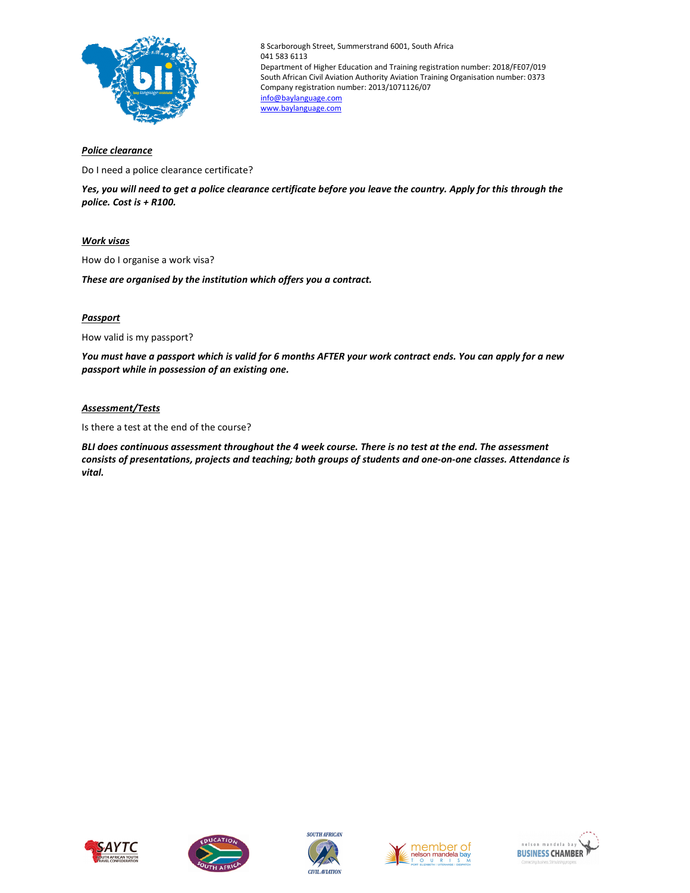8 Scarborough Street, Summerstrand 6001, South Africa
041 583 6113
Department of Higher Education and Training registration number: 2018/FE07/019
South African Civil Aviation Authority Aviation Training Organisation number: 0373
Company registration number: 2013/1071126/07
info@baylanguage.com
www.baylanguage.com

***Police clearance***

Do I need a police clearance certificate?

***Yes, you will need to get a police clearance certificate before you leave the country. Apply for this through the police. Cost is + R100.***

***Work visas***

How do I organise a work visa?

***These are organised by the institution which offers you a contract.***

***Passport***

How valid is my passport?

***You must have a passport which is valid for 6 months AFTER your work contract ends. You can apply for a new passport while in possession of an existing one.***

***Assessment/Tests***

Is there a test at the end of the course?

***BLI does continuous assessment throughout the 4 week course. There is no test at the end. The assessment consists of presentations, projects and teaching; both groups of students and one-on-one classes. Attendance is vital.***